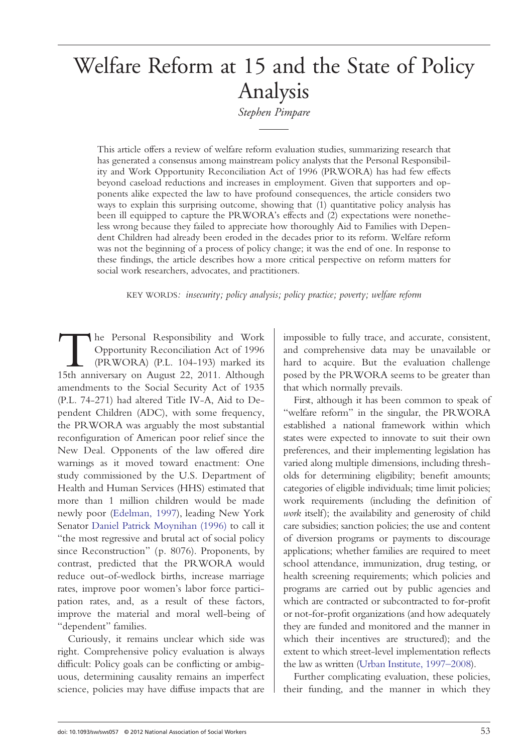# Welfare Reform at 15 and the State of Policy Analysis

*Stephen Pimpare*

This article offers a review of welfare reform evaluation studies, summarizing research that has generated a consensus among mainstream policy analysts that the Personal Responsibility and Work Opportunity Reconciliation Act of 1996 (PRWORA) has had few effects beyond caseload reductions and increases in employment. Given that supporters and opponents alike expected the law to have profound consequences, the article considers two ways to explain this surprising outcome, showing that (1) quantitative policy analysis has been ill equipped to capture the PRWORA's effects and (2) expectations were nonetheless wrong because they failed to appreciate how thoroughly Aid to Families with Dependent Children had already been eroded in the decades prior to its reform. Welfare reform was not the beginning of a process of policy change; it was the end of one. In response to these findings, the article describes how a more critical perspective on reform matters for social work researchers, advocates, and practitioners.

KEY WORDS: *insecurity; policy analysis; policy practice; poverty; welfare reform*

The Personal Responsibility and Work Opportunity Reconciliation Act of 1996 (PRWORA) (P.L. 104-193) marked its 15th anniversary on August 22, 2011. Although amendments to the Social Security Act of 1935 (P.L. 74-271) had altered Title IV-A, Aid to Dependent Children (ADC), with some frequency, the PRWORA was arguably the most substantial reconfiguration of American poor relief since the New Deal. Opponents of the law offered dire warnings as it moved toward enactment: One study commissioned by the U.S. Department of Health and Human Services (HHS) estimated that more than 1 million children would be made newly poor (Edelman, 1997), leading New York Senator Daniel Patrick Moynihan (1996) to call it "the most regressive and brutal act of social policy since Reconstruction" (p. 8076). Proponents, by contrast, predicted that the PRWORA would reduce out-of-wedlock births, increase marriage rates, improve poor women's labor force participation rates, and, as a result of these factors, improve the material and moral well-being of "dependent" families.

Curiously, it remains unclear which side was right. Comprehensive policy evaluation is always difficult: Policy goals can be conflicting or ambiguous, determining causality remains an imperfect science, policies may have diffuse impacts that are impossible to fully trace, and accurate, consistent, and comprehensive data may be unavailable or hard to acquire. But the evaluation challenge posed by the PRWORA seems to be greater than that which normally prevails.

First, although it has been common to speak of "welfare reform" in the singular, the PRWORA established a national framework within which states were expected to innovate to suit their own preferences, and their implementing legislation has varied along multiple dimensions, including thresholds for determining eligibility; benefit amounts; categories of eligible individuals; time limit policies; work requirements (including the definition of *work* itself); the availability and generosity of child care subsidies; sanction policies; the use and content of diversion programs or payments to discourage applications; whether families are required to meet school attendance, immunization, drug testing, or health screening requirements; which policies and programs are carried out by public agencies and which are contracted or subcontracted to for-profit or not-for-profit organizations (and how adequately they are funded and monitored and the manner in which their incentives are structured); and the extent to which street-level implementation reflects the law as written (Urban Institute, 1997–2008).

Further complicating evaluation, these policies, their funding, and the manner in which they

doi: 10.1093/sw/sws057 © 2012 National Association of Social Workers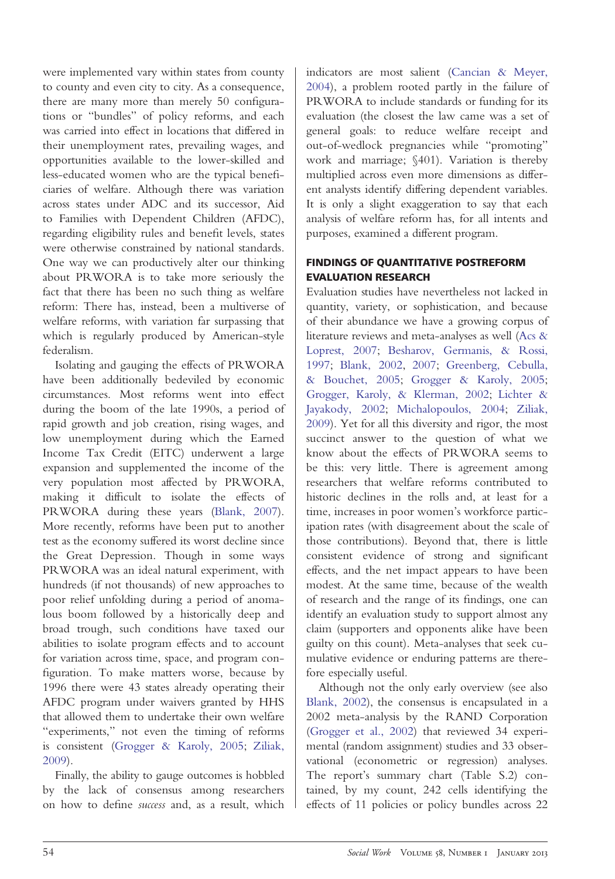were implemented vary within states from county to county and even city to city. As a consequence, there are many more than merely 50 configurations or "bundles" of policy reforms, and each was carried into effect in locations that differed in their unemployment rates, prevailing wages, and opportunities available to the lower-skilled and less-educated women who are the typical beneficiaries of welfare. Although there was variation across states under ADC and its successor, Aid to Families with Dependent Children (AFDC), regarding eligibility rules and benefit levels, states were otherwise constrained by national standards. One way we can productively alter our thinking about PRWORA is to take more seriously the fact that there has been no such thing as welfare reform: There has, instead, been a multiverse of welfare reforms, with variation far surpassing that which is regularly produced by American-style federalism.

Isolating and gauging the effects of PRWORA have been additionally bedeviled by economic circumstances. Most reforms went into effect during the boom of the late 1990s, a period of rapid growth and job creation, rising wages, and low unemployment during which the Earned Income Tax Credit (EITC) underwent a large expansion and supplemented the income of the very population most affected by PRWORA, making it difficult to isolate the effects of PRWORA during these years (Blank, 2007). More recently, reforms have been put to another test as the economy suffered its worst decline since the Great Depression. Though in some ways PRWORA was an ideal natural experiment, with hundreds (if not thousands) of new approaches to poor relief unfolding during a period of anomalous boom followed by a historically deep and broad trough, such conditions have taxed our abilities to isolate program effects and to account for variation across time, space, and program configuration. To make matters worse, because by 1996 there were 43 states already operating their AFDC program under waivers granted by HHS that allowed them to undertake their own welfare "experiments," not even the timing of reforms is consistent (Grogger & Karoly, 2005; Ziliak, 2009).

Finally, the ability to gauge outcomes is hobbled by the lack of consensus among researchers on how to define *success* and, as a result, which indicators are most salient (Cancian & Meyer, 2004), a problem rooted partly in the failure of PRWORA to include standards or funding for its evaluation (the closest the law came was a set of general goals: to reduce welfare receipt and out-of-wedlock pregnancies while "promoting" work and marriage; §401). Variation is thereby multiplied across even more dimensions as different analysts identify differing dependent variables. It is only a slight exaggeration to say that each analysis of welfare reform has, for all intents and purposes, examined a different program.

## FINDINGS OF QUANTITATIVE POSTREFORM EVALUATION RESEARCH

Evaluation studies have nevertheless not lacked in quantity, variety, or sophistication, and because of their abundance we have a growing corpus of literature reviews and meta-analyses as well (Acs & Loprest, 2007; Besharov, Germanis, & Rossi, 1997; Blank, 2002, 2007; Greenberg, Cebulla, & Bouchet, 2005; Grogger & Karoly, 2005; Grogger, Karoly, & Klerman, 2002; Lichter & Jayakody, 2002; Michalopoulos, 2004; Ziliak, 2009). Yet for all this diversity and rigor, the most succinct answer to the question of what we know about the effects of PRWORA seems to be this: very little. There is agreement among researchers that welfare reforms contributed to historic declines in the rolls and, at least for a time, increases in poor women's workforce participation rates (with disagreement about the scale of those contributions). Beyond that, there is little consistent evidence of strong and significant effects, and the net impact appears to have been modest. At the same time, because of the wealth of research and the range of its findings, one can identify an evaluation study to support almost any claim (supporters and opponents alike have been guilty on this count). Meta-analyses that seek cumulative evidence or enduring patterns are therefore especially useful.

Although not the only early overview (see also Blank, 2002), the consensus is encapsulated in a 2002 meta-analysis by the RAND Corporation (Grogger et al., 2002) that reviewed 34 experimental (random assignment) studies and 33 observational (econometric or regression) analyses. The report's summary chart (Table S.2) contained, by my count, 242 cells identifying the effects of 11 policies or policy bundles across 22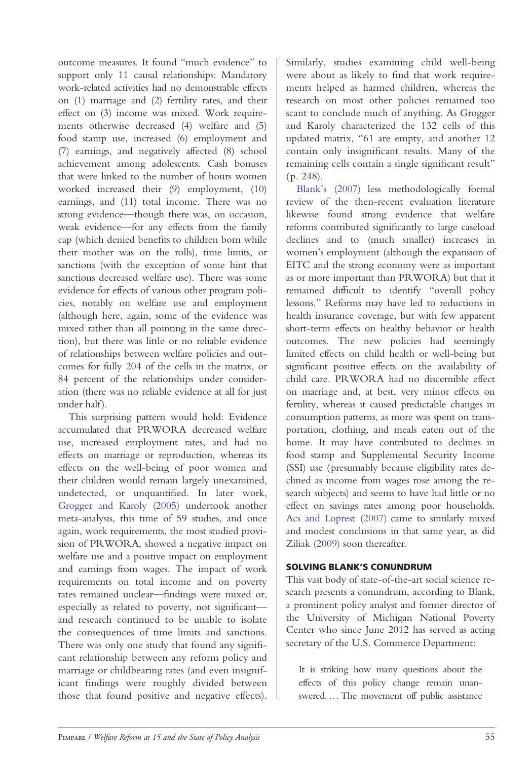outcome measures. It found "much evidence" to support only 11 causal relationships: Mandatory work-related activities had no demonstrable effects on (1) marriage and (2) fertility rates, and their effect on (3) income was mixed. Work requirements otherwise decreased (4) welfare and (5) food stamp use, increased (6) employment and (7) earnings, and negatively affected (8) school achievement among adolescents. Cash bonuses that were linked to the number of hours women worked increased their (9) employment, (10) earnings, and (11) total income. There was no strong evidence—though there was, on occasion, weak evidence—for any effects from the family cap (which denied benefits to children born while their mother was on the rolls), time limits, or sanctions (with the exception of some hint that sanctions decreased welfare use). There was some evidence for effects of various other program policies, notably on welfare use and employment (although here, again, some of the evidence was mixed rather than all pointing in the same direction), but there was little or no reliable evidence of relationships between welfare policies and outcomes for fully 204 of the cells in the matrix, or 84 percent of the relationships under consideration (there was no reliable evidence at all for just under half).

This surprising pattern would hold: Evidence accumulated that PRWORA decreased welfare use, increased employment rates, and had no effects on marriage or reproduction, whereas its effects on the well-being of poor women and their children would remain largely unexamined, undetected, or unquantified. In later work, Grogger and Karoly (2005) undertook another meta-analysis, this time of 59 studies, and once again, work requirements, the most studied provision of PRWORA, showed a negative impact on welfare use and a positive impact on employment and earnings from wages. The impact of work requirements on total income and on poverty rates remained unclear—findings were mixed or, especially as related to poverty, not significant—and research continued to be unable to isolate the consequences of time limits and sanctions. There was only one study that found any significant relationship between any reform policy and marriage or childbearing rates (and even insignificant findings were roughly divided between those that found positive and negative effects). Similarly, studies examining child well-being were about as likely to find that work requirements helped as harmed children, whereas the research on most other policies remained too scant to conclude much of anything. As Grogger and Karoly characterized the 132 cells of this updated matrix, "61 are empty, and another 12 contain only insignificant results. Many of the remaining cells contain a single significant result" (p. 248).

Blank's (2007) less methodologically formal review of the then-recent evaluation literature likewise found strong evidence that welfare reforms contributed significantly to large caseload declines and to (much smaller) increases in women's employment (although the expansion of EITC and the strong economy were as important as or more important than PRWORA) but that it remained difficult to identify "overall policy lessons." Reforms may have led to reductions in health insurance coverage, but with few apparent short-term effects on healthy behavior or health outcomes. The new policies had seemingly limited effects on child health or well-being but significant positive effects on the availability of child care. PRWORA had no discernible effect on marriage and, at best, very minor effects on fertility, whereas it caused predictable changes in consumption patterns, as more was spent on transportation, clothing, and meals eaten out of the home. It may have contributed to declines in food stamp and Supplemental Security Income (SSI) use (presumably because eligibility rates declined as income from wages rose among the research subjects) and seems to have had little or no effect on savings rates among poor households. Acs and Loprest (2007) came to similarly mixed and modest conclusions in that same year, as did Ziliak (2009) soon thereafter.

## SOLVING BLANK'S CONUNDRUM

This vast body of state-of-the-art social science research presents a conundrum, according to Blank, a prominent policy analyst and former director of the University of Michigan National Poverty Center who since June 2012 has served as acting secretary of the U.S. Commerce Department:

> It is striking how many questions about the effects of this policy change remain unanswered. … The movement off public assistance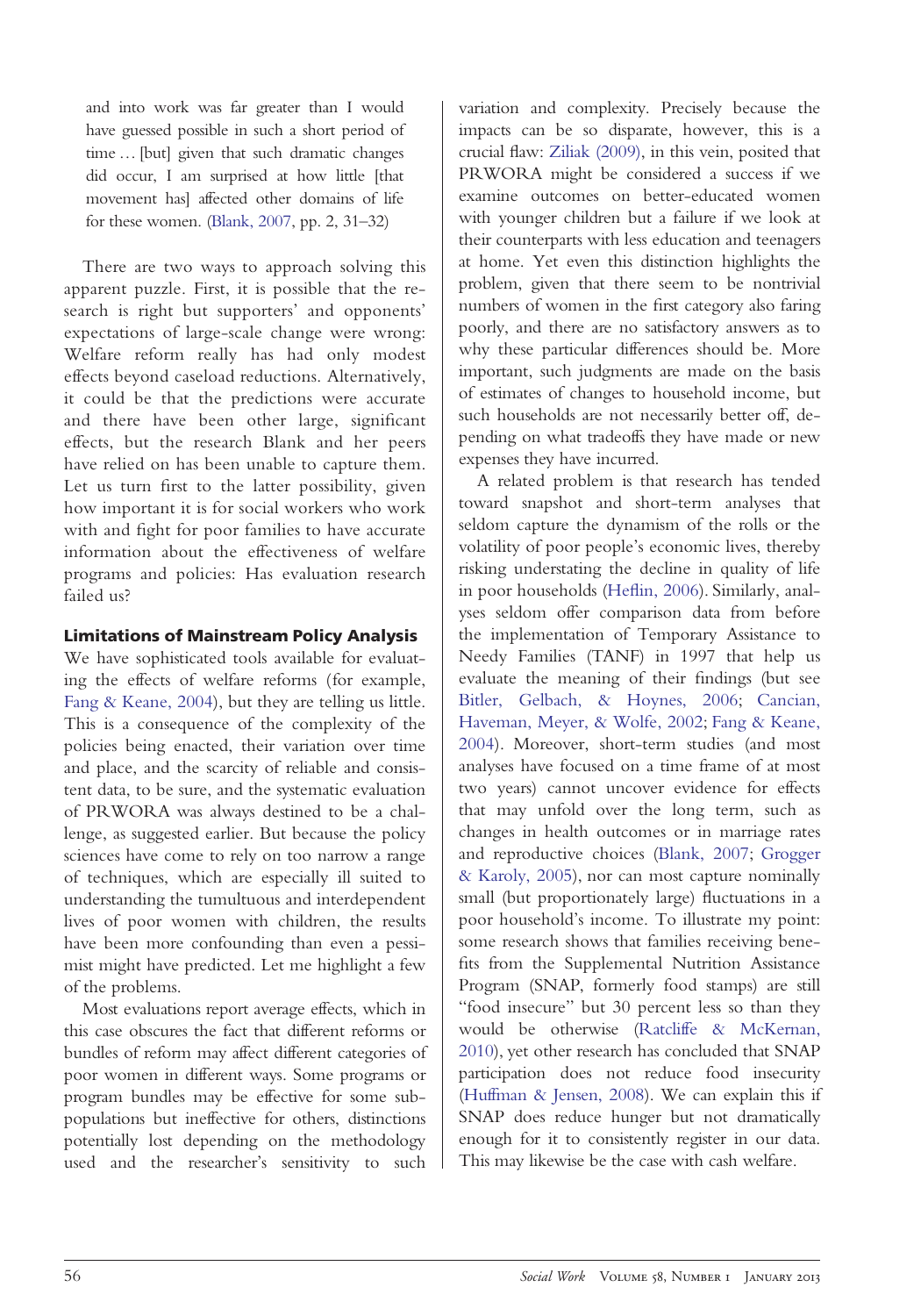and into work was far greater than I would have guessed possible in such a short period of time … [but] given that such dramatic changes did occur, I am surprised at how little [that movement has] affected other domains of life for these women. (Blank, 2007, pp. 2, 31–32)

There are two ways to approach solving this apparent puzzle. First, it is possible that the research is right but supporters' and opponents' expectations of large-scale change were wrong: Welfare reform really has had only modest effects beyond caseload reductions. Alternatively, it could be that the predictions were accurate and there have been other large, significant effects, but the research Blank and her peers have relied on has been unable to capture them. Let us turn first to the latter possibility, given how important it is for social workers who work with and fight for poor families to have accurate information about the effectiveness of welfare programs and policies: Has evaluation research failed us?

### Limitations of Mainstream Policy Analysis

We have sophisticated tools available for evaluating the effects of welfare reforms (for example, Fang & Keane, 2004), but they are telling us little. This is a consequence of the complexity of the policies being enacted, their variation over time and place, and the scarcity of reliable and consistent data, to be sure, and the systematic evaluation of PRWORA was always destined to be a challenge, as suggested earlier. But because the policy sciences have come to rely on too narrow a range of techniques, which are especially ill suited to understanding the tumultuous and interdependent lives of poor women with children, the results have been more confounding than even a pessimist might have predicted. Let me highlight a few of the problems.

Most evaluations report average effects, which in this case obscures the fact that different reforms or bundles of reform may affect different categories of poor women in different ways. Some programs or program bundles may be effective for some subpopulations but ineffective for others, distinctions potentially lost depending on the methodology used and the researcher's sensitivity to such variation and complexity. Precisely because the impacts can be so disparate, however, this is a crucial flaw: Ziliak (2009), in this vein, posited that PRWORA might be considered a success if we examine outcomes on better-educated women with younger children but a failure if we look at their counterparts with less education and teenagers at home. Yet even this distinction highlights the problem, given that there seem to be nontrivial numbers of women in the first category also faring poorly, and there are no satisfactory answers as to why these particular differences should be. More important, such judgments are made on the basis of estimates of changes to household income, but such households are not necessarily better off, depending on what tradeoffs they have made or new expenses they have incurred.

A related problem is that research has tended toward snapshot and short-term analyses that seldom capture the dynamism of the rolls or the volatility of poor people's economic lives, thereby risking understating the decline in quality of life in poor households (Heflin, 2006). Similarly, analyses seldom offer comparison data from before the implementation of Temporary Assistance to Needy Families (TANF) in 1997 that help us evaluate the meaning of their findings (but see Bitler, Gelbach, & Hoynes, 2006; Cancian, Haveman, Meyer, & Wolfe, 2002; Fang & Keane, 2004). Moreover, short-term studies (and most analyses have focused on a time frame of at most two years) cannot uncover evidence for effects that may unfold over the long term, such as changes in health outcomes or in marriage rates and reproductive choices (Blank, 2007; Grogger & Karoly, 2005), nor can most capture nominally small (but proportionately large) fluctuations in a poor household's income. To illustrate my point: some research shows that families receiving benefits from the Supplemental Nutrition Assistance Program (SNAP, formerly food stamps) are still "food insecure" but 30 percent less so than they would be otherwise (Ratcliffe & McKernan, 2010), yet other research has concluded that SNAP participation does not reduce food insecurity (Huffman & Jensen, 2008). We can explain this if SNAP does reduce hunger but not dramatically enough for it to consistently register in our data. This may likewise be the case with cash welfare.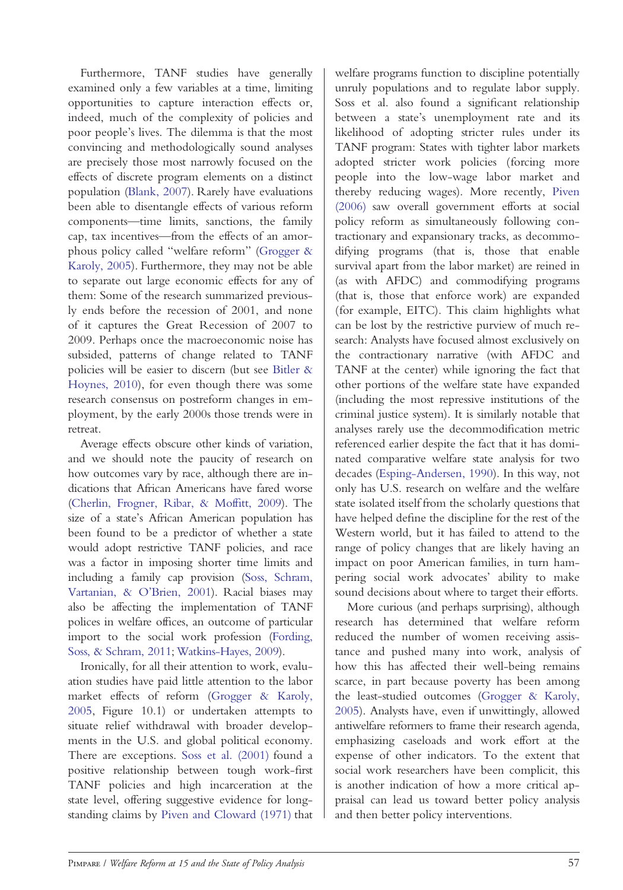Furthermore, TANF studies have generally examined only a few variables at a time, limiting opportunities to capture interaction effects or, indeed, much of the complexity of policies and poor people's lives. The dilemma is that the most convincing and methodologically sound analyses are precisely those most narrowly focused on the effects of discrete program elements on a distinct population (Blank, 2007). Rarely have evaluations been able to disentangle effects of various reform components—time limits, sanctions, the family cap, tax incentives—from the effects of an amorphous policy called "welfare reform" (Grogger & Karoly, 2005). Furthermore, they may not be able to separate out large economic effects for any of them: Some of the research summarized previously ends before the recession of 2001, and none of it captures the Great Recession of 2007 to 2009. Perhaps once the macroeconomic noise has subsided, patterns of change related to TANF policies will be easier to discern (but see Bitler & Hoynes, 2010), for even though there was some research consensus on postreform changes in employment, by the early 2000s those trends were in retreat.

Average effects obscure other kinds of variation, and we should note the paucity of research on how outcomes vary by race, although there are indications that African Americans have fared worse (Cherlin, Frogner, Ribar, & Moffitt, 2009). The size of a state's African American population has been found to be a predictor of whether a state would adopt restrictive TANF policies, and race was a factor in imposing shorter time limits and including a family cap provision (Soss, Schram, Vartanian, & O'Brien, 2001). Racial biases may also be affecting the implementation of TANF polices in welfare offices, an outcome of particular import to the social work profession (Fording, Soss, & Schram, 2011; Watkins-Hayes, 2009).

Ironically, for all their attention to work, evaluation studies have paid little attention to the labor market effects of reform (Grogger & Karoly, 2005, Figure 10.1) or undertaken attempts to situate relief withdrawal with broader developments in the U.S. and global political economy. There are exceptions. Soss et al. (2001) found a positive relationship between tough work-first TANF policies and high incarceration at the state level, offering suggestive evidence for longstanding claims by Piven and Cloward (1971) that welfare programs function to discipline potentially unruly populations and to regulate labor supply. Soss et al. also found a significant relationship between a state's unemployment rate and its likelihood of adopting stricter rules under its TANF program: States with tighter labor markets adopted stricter work policies (forcing more people into the low-wage labor market and thereby reducing wages). More recently, Piven (2006) saw overall government efforts at social policy reform as simultaneously following contractionary and expansionary tracks, as decommodifying programs (that is, those that enable survival apart from the labor market) are reined in (as with AFDC) and commodifying programs (that is, those that enforce work) are expanded (for example, EITC). This claim highlights what can be lost by the restrictive purview of much research: Analysts have focused almost exclusively on the contractionary narrative (with AFDC and TANF at the center) while ignoring the fact that other portions of the welfare state have expanded (including the most repressive institutions of the criminal justice system). It is similarly notable that analyses rarely use the decommodification metric referenced earlier despite the fact that it has dominated comparative welfare state analysis for two decades (Esping-Andersen, 1990). In this way, not only has U.S. research on welfare and the welfare state isolated itself from the scholarly questions that have helped define the discipline for the rest of the Western world, but it has failed to attend to the range of policy changes that are likely having an impact on poor American families, in turn hampering social work advocates' ability to make sound decisions about where to target their efforts.

More curious (and perhaps surprising), although research has determined that welfare reform reduced the number of women receiving assistance and pushed many into work, analysis of how this has affected their well-being remains scarce, in part because poverty has been among the least-studied outcomes (Grogger & Karoly, 2005). Analysts have, even if unwittingly, allowed antiwelfare reformers to frame their research agenda, emphasizing caseloads and work effort at the expense of other indicators. To the extent that social work researchers have been complicit, this is another indication of how a more critical appraisal can lead us toward better policy analysis and then better policy interventions.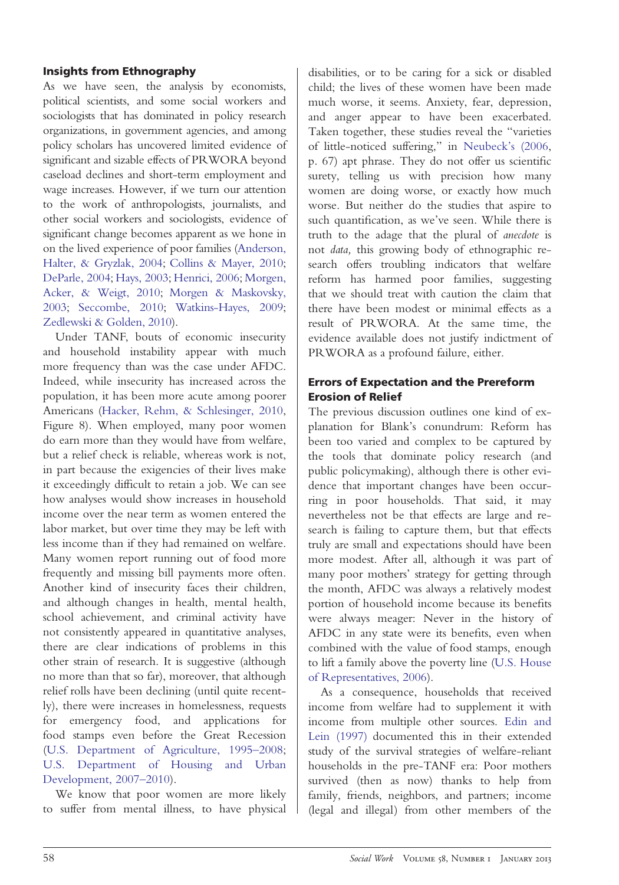### Insights from Ethnography

As we have seen, the analysis by economists, political scientists, and some social workers and sociologists that has dominated in policy research organizations, in government agencies, and among policy scholars has uncovered limited evidence of significant and sizable effects of PRWORA beyond caseload declines and short-term employment and wage increases. However, if we turn our attention to the work of anthropologists, journalists, and other social workers and sociologists, evidence of significant change becomes apparent as we hone in on the lived experience of poor families (Anderson, Halter, & Gryzlak, 2004; Collins & Mayer, 2010; DeParle, 2004; Hays, 2003; Henrici, 2006; Morgen, Acker, & Weigt, 2010; Morgen & Maskovsky, 2003; Seccombe, 2010; Watkins-Hayes, 2009; Zedlewski & Golden, 2010).

Under TANF, bouts of economic insecurity and household instability appear with much more frequency than was the case under AFDC. Indeed, while insecurity has increased across the population, it has been more acute among poorer Americans (Hacker, Rehm, & Schlesinger, 2010, Figure 8). When employed, many poor women do earn more than they would have from welfare, but a relief check is reliable, whereas work is not, in part because the exigencies of their lives make it exceedingly difficult to retain a job. We can see how analyses would show increases in household income over the near term as women entered the labor market, but over time they may be left with less income than if they had remained on welfare. Many women report running out of food more frequently and missing bill payments more often. Another kind of insecurity faces their children, and although changes in health, mental health, school achievement, and criminal activity have not consistently appeared in quantitative analyses, there are clear indications of problems in this other strain of research. It is suggestive (although no more than that so far), moreover, that although relief rolls have been declining (until quite recently), there were increases in homelessness, requests for emergency food, and applications for food stamps even before the Great Recession (U.S. Department of Agriculture, 1995–2008; U.S. Department of Housing and Urban Development, 2007–2010).

We know that poor women are more likely to suffer from mental illness, to have physical disabilities, or to be caring for a sick or disabled child; the lives of these women have been made much worse, it seems. Anxiety, fear, depression, and anger appear to have been exacerbated. Taken together, these studies reveal the "varieties of little-noticed suffering," in Neubeck's (2006, p. 67) apt phrase. They do not offer us scientific surety, telling us with precision how many women are doing worse, or exactly how much worse. But neither do the studies that aspire to such quantification, as we've seen. While there is truth to the adage that the plural of *anecdote* is not *data,* this growing body of ethnographic research offers troubling indicators that welfare reform has harmed poor families, suggesting that we should treat with caution the claim that there have been modest or minimal effects as a result of PRWORA. At the same time, the evidence available does not justify indictment of PRWORA as a profound failure, either.

### Errors of Expectation and the Prereform Erosion of Relief

The previous discussion outlines one kind of explanation for Blank's conundrum: Reform has been too varied and complex to be captured by the tools that dominate policy research (and public policymaking), although there is other evidence that important changes have been occurring in poor households. That said, it may nevertheless not be that effects are large and research is failing to capture them, but that effects truly are small and expectations should have been more modest. After all, although it was part of many poor mothers' strategy for getting through the month, AFDC was always a relatively modest portion of household income because its benefits were always meager: Never in the history of AFDC in any state were its benefits, even when combined with the value of food stamps, enough to lift a family above the poverty line (U.S. House of Representatives, 2006).

As a consequence, households that received income from welfare had to supplement it with income from multiple other sources. Edin and Lein (1997) documented this in their extended study of the survival strategies of welfare-reliant households in the pre-TANF era: Poor mothers survived (then as now) thanks to help from family, friends, neighbors, and partners; income (legal and illegal) from other members of the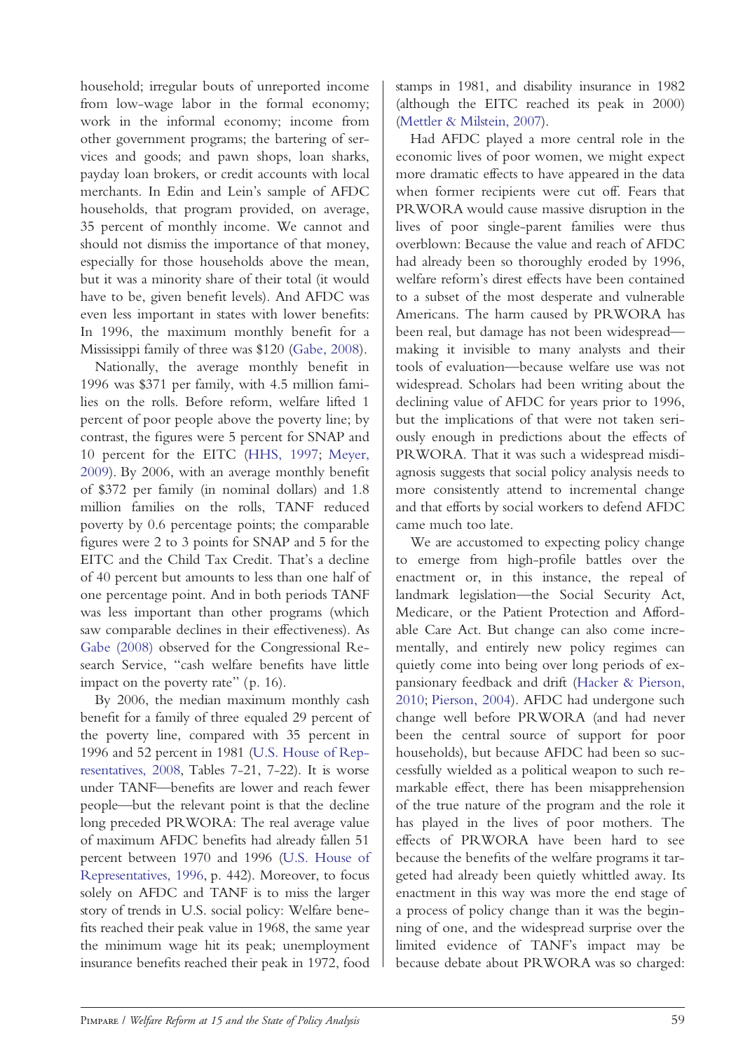household; irregular bouts of unreported income from low-wage labor in the formal economy; work in the informal economy; income from other government programs; the bartering of services and goods; and pawn shops, loan sharks, payday loan brokers, or credit accounts with local merchants. In Edin and Lein's sample of AFDC households, that program provided, on average, 35 percent of monthly income. We cannot and should not dismiss the importance of that money, especially for those households above the mean, but it was a minority share of their total (it would have to be, given benefit levels). And AFDC was even less important in states with lower benefits: In 1996, the maximum monthly benefit for a Mississippi family of three was $120 (Gabe, 2008).

Nationally, the average monthly benefit in 1996 was $371 per family, with 4.5 million families on the rolls. Before reform, welfare lifted 1 percent of poor people above the poverty line; by contrast, the figures were 5 percent for SNAP and 10 percent for the EITC (HHS, 1997; Meyer, 2009). By 2006, with an average monthly benefit of $372 per family (in nominal dollars) and 1.8 million families on the rolls, TANF reduced poverty by 0.6 percentage points; the comparable figures were 2 to 3 points for SNAP and 5 for the EITC and the Child Tax Credit. That's a decline of 40 percent but amounts to less than one half of one percentage point. And in both periods TANF was less important than other programs (which saw comparable declines in their effectiveness). As Gabe (2008) observed for the Congressional Research Service, "cash welfare benefits have little impact on the poverty rate" (p. 16).

By 2006, the median maximum monthly cash benefit for a family of three equaled 29 percent of the poverty line, compared with 35 percent in 1996 and 52 percent in 1981 (U.S. House of Representatives, 2008, Tables 7-21, 7-22). It is worse under TANF—benefits are lower and reach fewer people—but the relevant point is that the decline long preceded PRWORA: The real average value of maximum AFDC benefits had already fallen 51 percent between 1970 and 1996 (U.S. House of Representatives, 1996, p. 442). Moreover, to focus solely on AFDC and TANF is to miss the larger story of trends in U.S. social policy: Welfare benefits reached their peak value in 1968, the same year the minimum wage hit its peak; unemployment insurance benefits reached their peak in 1972, food stamps in 1981, and disability insurance in 1982 (although the EITC reached its peak in 2000) (Mettler & Milstein, 2007).

Had AFDC played a more central role in the economic lives of poor women, we might expect more dramatic effects to have appeared in the data when former recipients were cut off. Fears that PRWORA would cause massive disruption in the lives of poor single-parent families were thus overblown: Because the value and reach of AFDC had already been so thoroughly eroded by 1996, welfare reform's direst effects have been contained to a subset of the most desperate and vulnerable Americans. The harm caused by PRWORA has been real, but damage has not been widespread—making it invisible to many analysts and their tools of evaluation—because welfare use was not widespread. Scholars had been writing about the declining value of AFDC for years prior to 1996, but the implications of that were not taken seriously enough in predictions about the effects of PRWORA. That it was such a widespread misdiagnosis suggests that social policy analysis needs to more consistently attend to incremental change and that efforts by social workers to defend AFDC came much too late.

We are accustomed to expecting policy change to emerge from high-profile battles over the enactment or, in this instance, the repeal of landmark legislation—the Social Security Act, Medicare, or the Patient Protection and Affordable Care Act. But change can also come incrementally, and entirely new policy regimes can quietly come into being over long periods of expansionary feedback and drift (Hacker & Pierson, 2010; Pierson, 2004). AFDC had undergone such change well before PRWORA (and had never been the central source of support for poor households), but because AFDC had been so successfully wielded as a political weapon to such remarkable effect, there has been misapprehension of the true nature of the program and the role it has played in the lives of poor mothers. The effects of PRWORA have been hard to see because the benefits of the welfare programs it targeted had already been quietly whittled away. Its enactment in this way was more the end stage of a process of policy change than it was the beginning of one, and the widespread surprise over the limited evidence of TANF's impact may be because debate about PRWORA was so charged: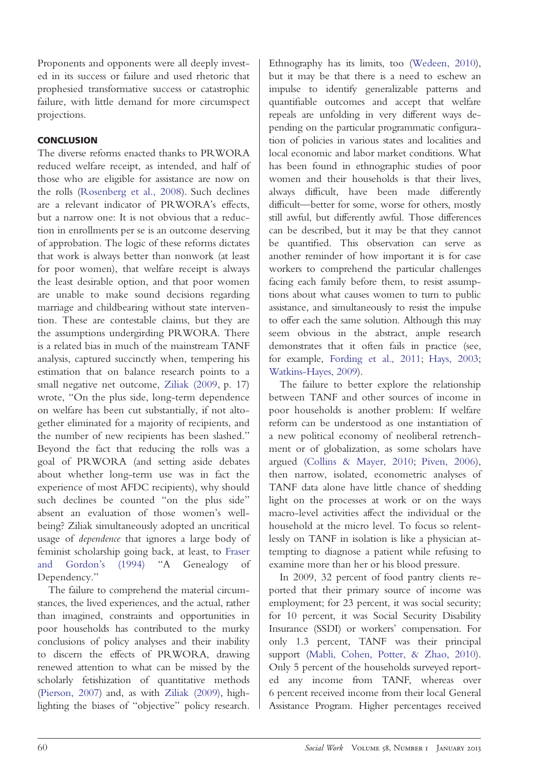Proponents and opponents were all deeply invested in its success or failure and used rhetoric that prophesied transformative success or catastrophic failure, with little demand for more circumspect projections.

## CONCLUSION

The diverse reforms enacted thanks to PRWORA reduced welfare receipt, as intended, and half of those who are eligible for assistance are now on the rolls (Rosenberg et al., 2008). Such declines are a relevant indicator of PRWORA's effects, but a narrow one: It is not obvious that a reduction in enrollments per se is an outcome deserving of approbation. The logic of these reforms dictates that work is always better than nonwork (at least for poor women), that welfare receipt is always the least desirable option, and that poor women are unable to make sound decisions regarding marriage and childbearing without state intervention. These are contestable claims, but they are the assumptions undergirding PRWORA. There is a related bias in much of the mainstream TANF analysis, captured succinctly when, tempering his estimation that on balance research points to a small negative net outcome, Ziliak (2009, p. 17) wrote, "On the plus side, long-term dependence on welfare has been cut substantially, if not altogether eliminated for a majority of recipients, and the number of new recipients has been slashed." Beyond the fact that reducing the rolls was a goal of PRWORA (and setting aside debates about whether long-term use was in fact the experience of most AFDC recipients), why should such declines be counted "on the plus side" absent an evaluation of those women's well-being? Ziliak simultaneously adopted an uncritical usage of *dependence* that ignores a large body of feminist scholarship going back, at least, to Fraser and Gordon's (1994) "A Genealogy of Dependency."

The failure to comprehend the material circumstances, the lived experiences, and the actual, rather than imagined, constraints and opportunities in poor households has contributed to the murky conclusions of policy analyses and their inability to discern the effects of PRWORA, drawing renewed attention to what can be missed by the scholarly fetishization of quantitative methods (Pierson, 2007) and, as with Ziliak (2009), highlighting the biases of "objective" policy research. Ethnography has its limits, too (Wedeen, 2010), but it may be that there is a need to eschew an impulse to identify generalizable patterns and quantifiable outcomes and accept that welfare repeals are unfolding in very different ways depending on the particular programmatic configuration of policies in various states and localities and local economic and labor market conditions. What has been found in ethnographic studies of poor women and their households is that their lives, always difficult, have been made differently difficult—better for some, worse for others, mostly still awful, but differently awful. Those differences can be described, but it may be that they cannot be quantified. This observation can serve as another reminder of how important it is for case workers to comprehend the particular challenges facing each family before them, to resist assumptions about what causes women to turn to public assistance, and simultaneously to resist the impulse to offer each the same solution. Although this may seem obvious in the abstract, ample research demonstrates that it often fails in practice (see, for example, Fording et al., 2011; Hays, 2003; Watkins-Hayes, 2009).

The failure to better explore the relationship between TANF and other sources of income in poor households is another problem: If welfare reform can be understood as one instantiation of a new political economy of neoliberal retrenchment or of globalization, as some scholars have argued (Collins & Mayer, 2010; Piven, 2006), then narrow, isolated, econometric analyses of TANF data alone have little chance of shedding light on the processes at work or on the ways macro-level activities affect the individual or the household at the micro level. To focus so relentlessly on TANF in isolation is like a physician attempting to diagnose a patient while refusing to examine more than her or his blood pressure.

In 2009, 32 percent of food pantry clients reported that their primary source of income was employment; for 23 percent, it was social security; for 10 percent, it was Social Security Disability Insurance (SSDI) or workers' compensation. For only 1.3 percent, TANF was their principal support (Mabli, Cohen, Potter, & Zhao, 2010). Only 5 percent of the households surveyed reported any income from TANF, whereas over 6 percent received income from their local General Assistance Program. Higher percentages received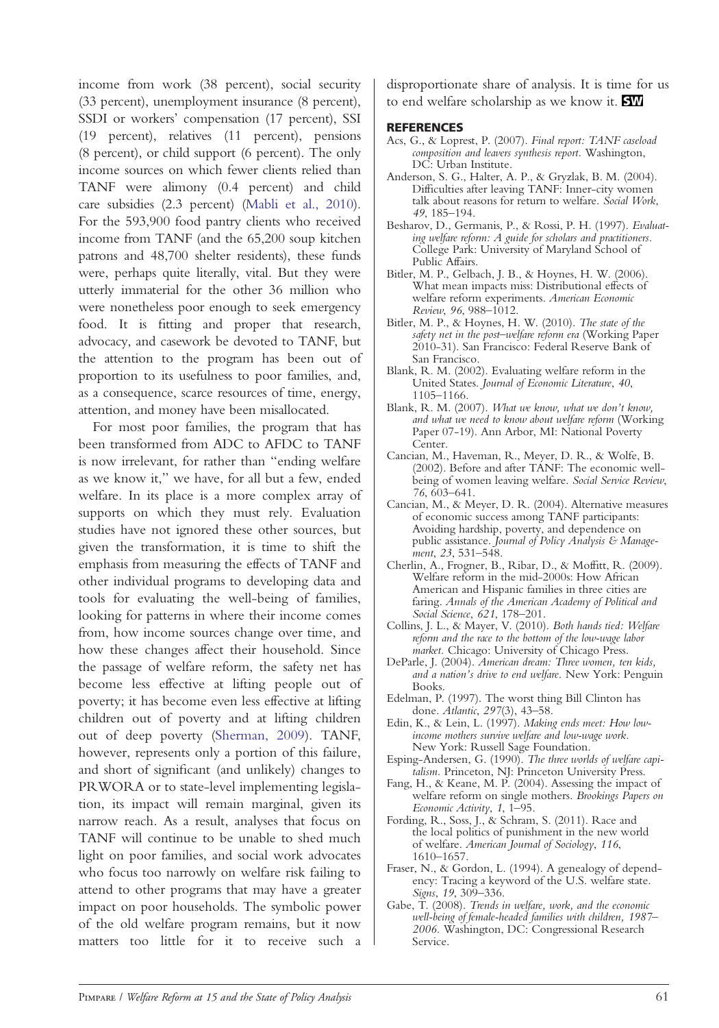income from work (38 percent), social security (33 percent), unemployment insurance (8 percent), SSDI or workers' compensation (17 percent), SSI (19 percent), relatives (11 percent), pensions (8 percent), or child support (6 percent). The only income sources on which fewer clients relied than TANF were alimony (0.4 percent) and child care subsidies (2.3 percent) (Mabli et al., 2010). For the 593,900 food pantry clients who received income from TANF (and the 65,200 soup kitchen patrons and 48,700 shelter residents), these funds were, perhaps quite literally, vital. But they were utterly immaterial for the other 36 million who were nonetheless poor enough to seek emergency food. It is fitting and proper that research, advocacy, and casework be devoted to TANF, but the attention to the program has been out of proportion to its usefulness to poor families, and, as a consequence, scarce resources of time, energy, attention, and money have been misallocated.

For most poor families, the program that has been transformed from ADC to AFDC to TANF is now irrelevant, for rather than "ending welfare as we know it," we have, for all but a few, ended welfare. In its place is a more complex array of supports on which they must rely. Evaluation studies have not ignored these other sources, but given the transformation, it is time to shift the emphasis from measuring the effects of TANF and other individual programs to developing data and tools for evaluating the well-being of families, looking for patterns in where their income comes from, how income sources change over time, and how these changes affect their household. Since the passage of welfare reform, the safety net has become less effective at lifting people out of poverty; it has become even less effective at lifting children out of poverty and at lifting children out of deep poverty (Sherman, 2009). TANF, however, represents only a portion of this failure, and short of significant (and unlikely) changes to PRWORA or to state-level implementing legislation, its impact will remain marginal, given its narrow reach. As a result, analyses that focus on TANF will continue to be unable to shed much light on poor families, and social work advocates who focus too narrowly on welfare risk failing to attend to other programs that may have a greater impact on poor households. The symbolic power of the old welfare program remains, but it now matters too little for it to receive such a disproportionate share of analysis. It is time for us to end welfare scholarship as we know it. **SW**

## REFERENCES

Acs, G., & Loprest, P. (2007). *Final report: TANF caseload composition and leavers synthesis report.* Washington, DC: Urban Institute.

Anderson, S. G., Halter, A. P., & Gryzlak, B. M. (2004). Difficulties after leaving TANF: Inner-city women talk about reasons for return to welfare. *Social Work*, *49*, 185–194.

Besharov, D., Germanis, P., & Rossi, P. H. (1997). *Evaluating welfare reform: A guide for scholars and practitioners.* College Park: University of Maryland School of Public Affairs.

Bitler, M. P., Gelbach, J. B., & Hoynes, H. W. (2006). What mean impacts miss: Distributional effects of welfare reform experiments. *American Economic Review*, *96*, 988–1012.

Bitler, M. P., & Hoynes, H. W. (2010). *The state of the safety net in the post–welfare reform era* (Working Paper 2010-31). San Francisco: Federal Reserve Bank of San Francisco.

Blank, R. M. (2002). Evaluating welfare reform in the United States. *Journal of Economic Literature*, *40*, 1105–1166.

Blank, R. M. (2007). *What we know, what we don't know, and what we need to know about welfare reform* (Working Paper 07-19). Ann Arbor, MI: National Poverty Center.

Cancian, M., Haveman, R., Meyer, D. R., & Wolfe, B. (2002). Before and after TANF: The economic well-being of women leaving welfare. *Social Service Review*, *76*, 603–641.

Cancian, M., & Meyer, D. R. (2004). Alternative measures of economic success among TANF participants: Avoiding hardship, poverty, and dependence on public assistance. *Journal of Policy Analysis & Management*, *23*, 531–548.

Cherlin, A., Frogner, B., Ribar, D., & Moffitt, R. (2009). Welfare reform in the mid-2000s: How African American and Hispanic families in three cities are faring. *Annals of the American Academy of Political and Social Science*, *621*, 178–201.

Collins, J. L., & Mayer, V. (2010). *Both hands tied: Welfare reform and the race to the bottom of the low-wage labor market.* Chicago: University of Chicago Press.

DeParle, J. (2004). *American dream: Three women, ten kids, and a nation's drive to end welfare.* New York: Penguin Books.

Edelman, P. (1997). The worst thing Bill Clinton has done. *Atlantic*, *297*(3), 43–58.

Edin, K., & Lein, L. (1997). *Making ends meet: How low-income mothers survive welfare and low-wage work.* New York: Russell Sage Foundation.

Esping-Andersen, G. (1990). *The three worlds of welfare capitalism.* Princeton, NJ: Princeton University Press.

Fang, H., & Keane, M. P. (2004). Assessing the impact of welfare reform on single mothers. *Brookings Papers on Economic Activity*, *1*, 1–95.

Fording, R., Soss, J., & Schram, S. (2011). Race and the local politics of punishment in the new world of welfare. *American Journal of Sociology*, *116*, 1610–1657.

Fraser, N., & Gordon, L. (1994). A genealogy of dependency: Tracing a keyword of the U.S. welfare state. *Signs*, *19*, 309–336.

Gabe, T. (2008). *Trends in welfare, work, and the economic well-being of female-headed families with children, 1987–2006.* Washington, DC: Congressional Research Service.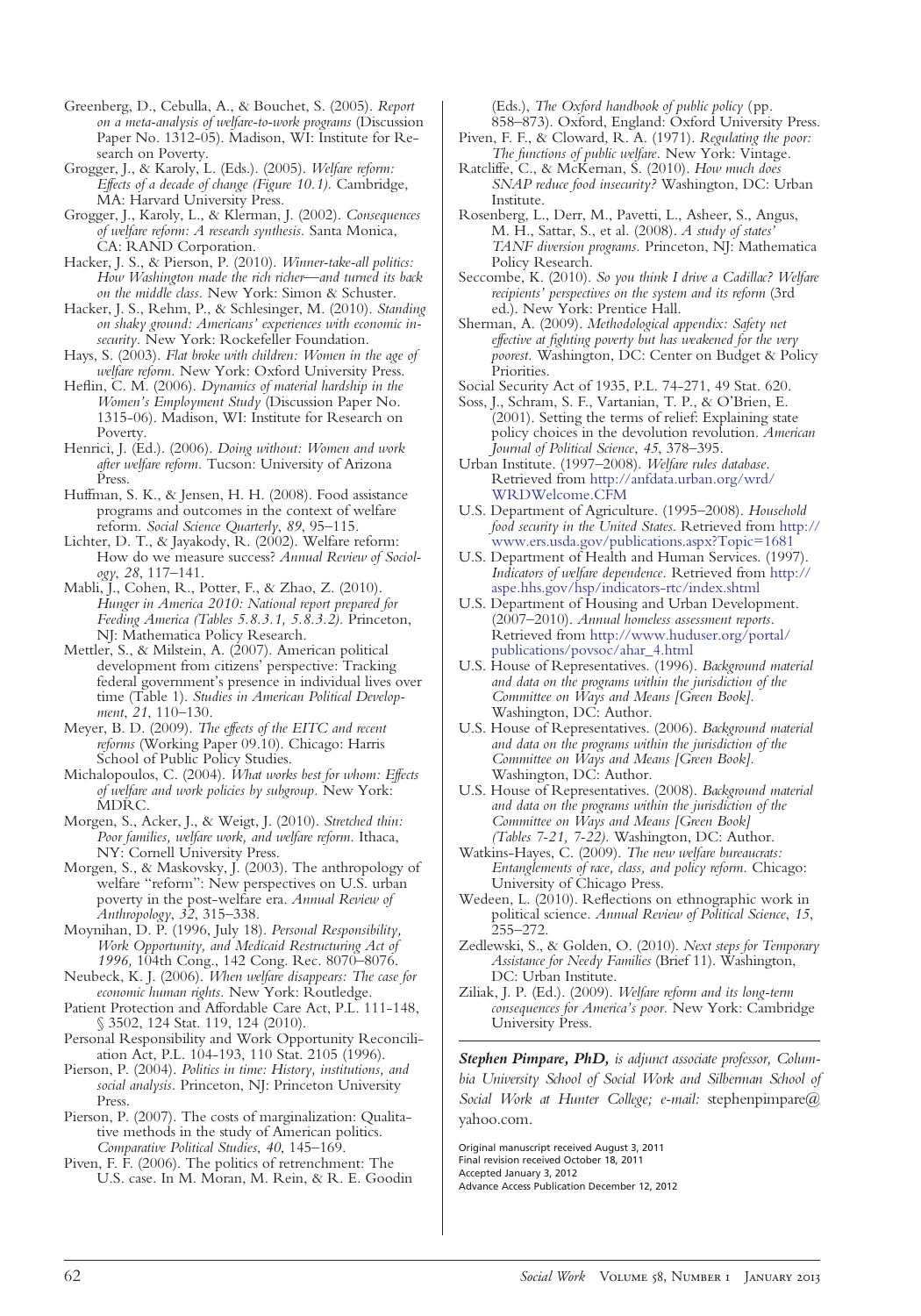Greenberg, D., Cebulla, A., & Bouchet, S. (2005). *Report on a meta-analysis of welfare-to-work programs* (Discussion Paper No. 1312-05). Madison, WI: Institute for Research on Poverty.

Grogger, J., & Karoly, L. (Eds.). (2005). *Welfare reform: Effects of a decade of change (Figure 10.1).* Cambridge, MA: Harvard University Press.

Grogger, J., Karoly, L., & Klerman, J. (2002). *Consequences of welfare reform: A research synthesis.* Santa Monica, CA: RAND Corporation.

Hacker, J. S., & Pierson, P. (2010). *Winner-take-all politics: How Washington made the rich richer—and turned its back on the middle class.* New York: Simon & Schuster.

Hacker, J. S., Rehm, P., & Schlesinger, M. (2010). *Standing on shaky ground: Americans' experiences with economic insecurity.* New York: Rockefeller Foundation.

Hays, S. (2003). *Flat broke with children: Women in the age of welfare reform.* New York: Oxford University Press.

Heflin, C. M. (2006). *Dynamics of material hardship in the Women's Employment Study* (Discussion Paper No. 1315-06). Madison, WI: Institute for Research on Poverty.

Henrici, J. (Ed.). (2006). *Doing without: Women and work after welfare reform.* Tucson: University of Arizona Press.

Huffman, S. K., & Jensen, H. H. (2008). Food assistance programs and outcomes in the context of welfare reform. *Social Science Quarterly, 89*, 95–115.

Lichter, D. T., & Jayakody, R. (2002). Welfare reform: How do we measure success? *Annual Review of Sociology, 28*, 117–141.

Mabli, J., Cohen, R., Potter, F., & Zhao, Z. (2010). *Hunger in America 2010: National report prepared for Feeding America (Tables 5.8.3.1, 5.8.3.2).* Princeton, NJ: Mathematica Policy Research.

Mettler, S., & Milstein, A. (2007). American political development from citizens' perspective: Tracking federal government's presence in individual lives over time (Table 1). *Studies in American Political Development, 21*, 110–130.

Meyer, B. D. (2009). *The effects of the EITC and recent reforms* (Working Paper 09.10). Chicago: Harris School of Public Policy Studies.

Michalopoulos, C. (2004). *What works best for whom: Effects of welfare and work policies by subgroup.* New York: MDRC.

Morgen, S., Acker, J., & Weigt, J. (2010). *Stretched thin: Poor families, welfare work, and welfare reform.* Ithaca, NY: Cornell University Press.

Morgen, S., & Maskovsky, J. (2003). The anthropology of welfare "reform": New perspectives on U.S. urban poverty in the post-welfare era. *Annual Review of Anthropology, 32*, 315–338.

Moynihan, D. P. (1996, July 18). *Personal Responsibility, Work Opportunity, and Medicaid Restructuring Act of 1996,* 104th Cong., 142 Cong. Rec. 8070–8076.

Neubeck, K. J. (2006). *When welfare disappears: The case for economic human rights.* New York: Routledge.

Patient Protection and Affordable Care Act, P.L. 111-148, § 3502, 124 Stat. 119, 124 (2010).

Personal Responsibility and Work Opportunity Reconciliation Act, P.L. 104-193, 110 Stat. 2105 (1996).

Pierson, P. (2004). *Politics in time: History, institutions, and social analysis.* Princeton, NJ: Princeton University Press.

Pierson, P. (2007). The costs of marginalization: Qualitative methods in the study of American politics. *Comparative Political Studies, 40*, 145–169.

Piven, F. F. (2006). The politics of retrenchment: The U.S. case. In M. Moran, M. Rein, & R. E. Goodin (Eds.), *The Oxford handbook of public policy* (pp. 858–873). Oxford, England: Oxford University Press.

Piven, F. F., & Cloward, R. A. (1971). *Regulating the poor: The functions of public welfare.* New York: Vintage.

Ratcliffe, C., & McKernan, S. (2010). *How much does SNAP reduce food insecurity?* Washington, DC: Urban Institute.

Rosenberg, L., Derr, M., Pavetti, L., Asheer, S., Angus, M. H., Sattar, S., et al. (2008). *A study of states' TANF diversion programs.* Princeton, NJ: Mathematica Policy Research.

Seccombe, K. (2010). *So you think I drive a Cadillac? Welfare recipients' perspectives on the system and its reform* (3rd ed.). New York: Prentice Hall.

Sherman, A. (2009). *Methodological appendix: Safety net effective at fighting poverty but has weakened for the very poorest.* Washington, DC: Center on Budget & Policy Priorities.

Social Security Act of 1935, P.L. 74-271, 49 Stat. 620.

Soss, J., Schram, S. F., Vartanian, T. P., & O'Brien, E. (2001). Setting the terms of relief: Explaining state policy choices in the devolution revolution. *American Journal of Political Science, 45*, 378–395.

Urban Institute. (1997–2008). *Welfare rules database.* Retrieved from http://anfdata.urban.org/wrd/WRDWelcome.CFM

U.S. Department of Agriculture. (1995–2008). *Household food security in the United States.* Retrieved from http://www.ers.usda.gov/publications.aspx?Topic=1681

U.S. Department of Health and Human Services. (1997). *Indicators of welfare dependence.* Retrieved from http://aspe.hhs.gov/hsp/indicators-rtc/index.shtml

U.S. Department of Housing and Urban Development. (2007–2010). *Annual homeless assessment reports.* Retrieved from http://www.huduser.org/portal/publications/povsoc/ahar_4.html

U.S. House of Representatives. (1996). *Background material and data on the programs within the jurisdiction of the Committee on Ways and Means [Green Book].* Washington, DC: Author.

U.S. House of Representatives. (2006). *Background material and data on the programs within the jurisdiction of the Committee on Ways and Means [Green Book].* Washington, DC: Author.

U.S. House of Representatives. (2008). *Background material and data on the programs within the jurisdiction of the Committee on Ways and Means [Green Book] (Tables 7-21, 7-22).* Washington, DC: Author.

Watkins-Hayes, C. (2009). *The new welfare bureaucrats: Entanglements of race, class, and policy reform.* Chicago: University of Chicago Press.

Wedeen, L. (2010). Reflections on ethnographic work in political science. *Annual Review of Political Science, 15*, 255–272.

Zedlewski, S., & Golden, O. (2010). *Next steps for Temporary Assistance for Needy Families* (Brief 11). Washington, DC: Urban Institute.

Ziliak, J. P. (Ed.). (2009). *Welfare reform and its long-term consequences for America's poor.* New York: Cambridge University Press.

---

***Stephen Pimpare, PhD,*** *is adjunct associate professor, Columbia University School of Social Work and Silberman School of Social Work at Hunter College; e-mail:* stephenpimpare@yahoo.com.

Original manuscript received August 3, 2011
Final revision received October 18, 2011
Accepted January 3, 2012
Advance Access Publication December 12, 2012